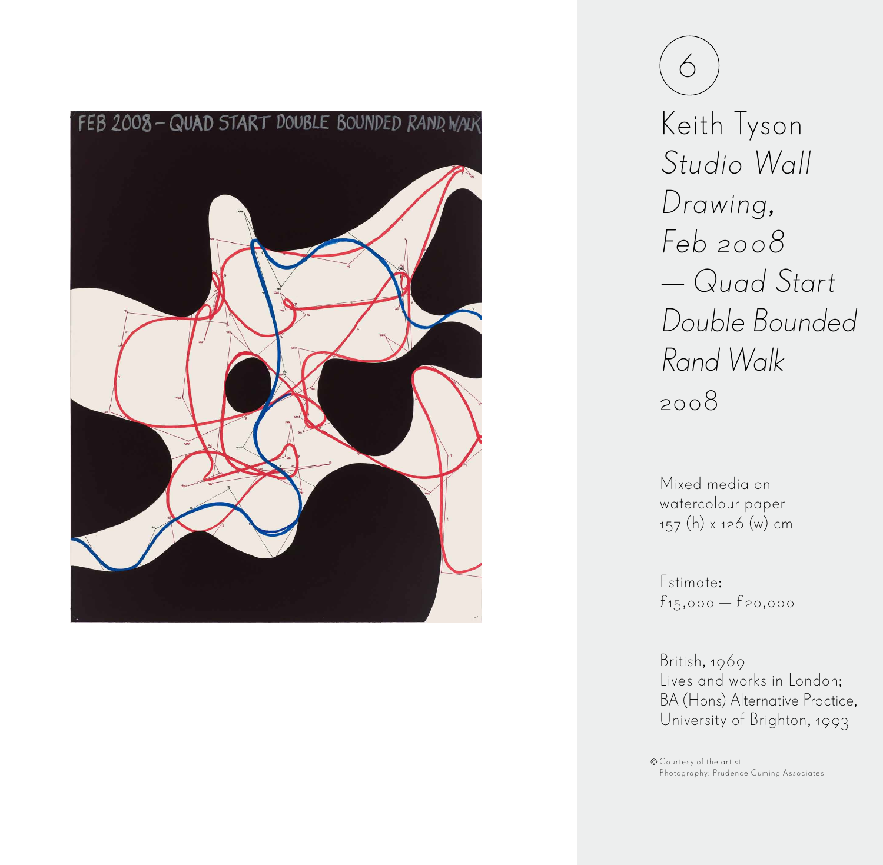6

# Keith Tyson

*Studio Wall Drawing, Feb 2008 — Quad Start Double Bounded Rand Walk*

2008

Mixed media on watercolour paper
157 (h) x 126 (w) cm

Estimate:
£15,000 — £20,000

British, 1969
Lives and works in London;
BA (Hons) Alternative Practice,
University of Brighton, 1993

© Courtesy of the artist
Photography: Prudence Cuming Associates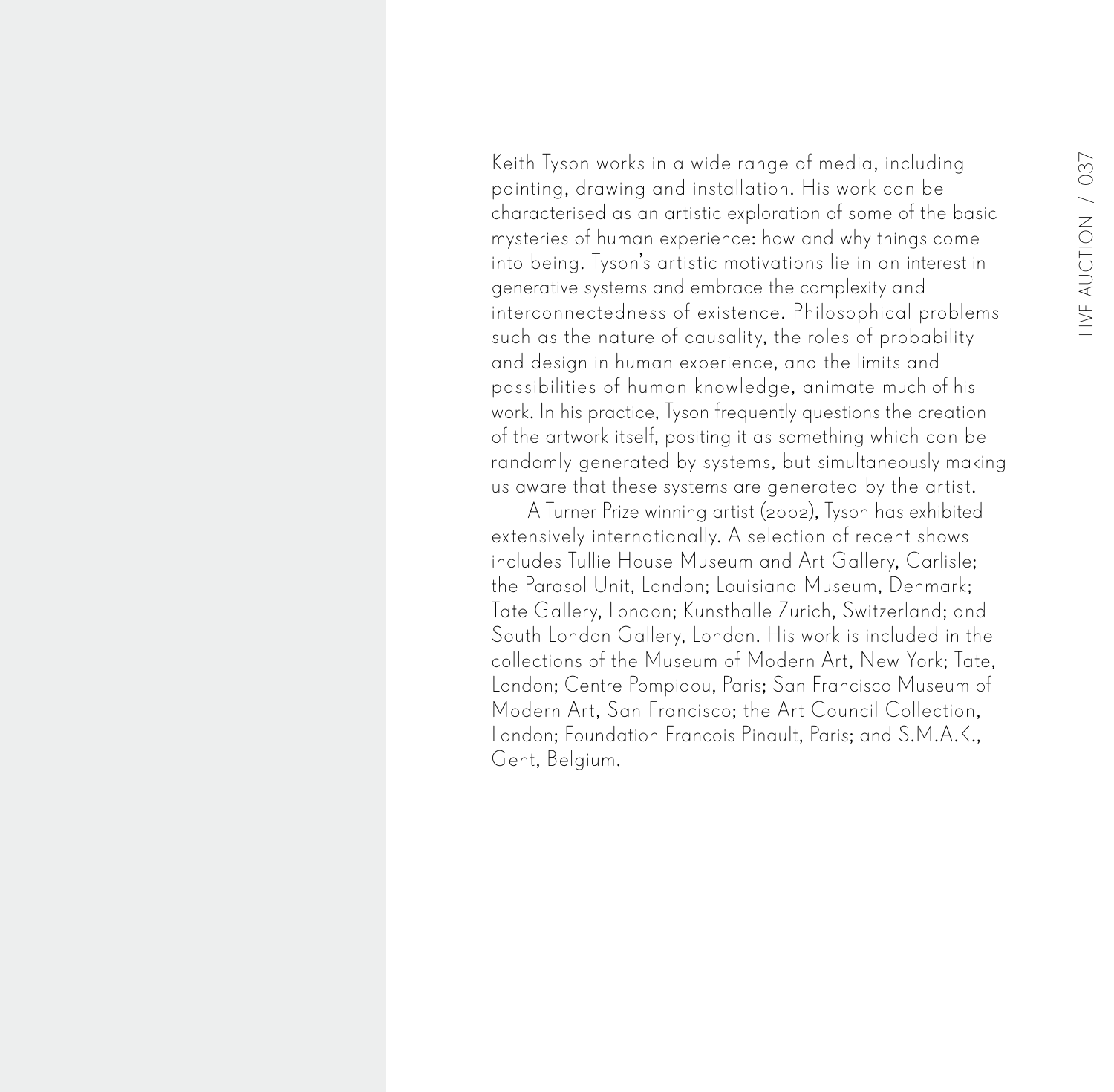Keith Tyson works in a wide range of media, including painting, drawing and installation. His work can be characterised as an artistic exploration of some of the basic mysteries of human experience: how and why things come into being. Tyson's artistic motivations lie in an interest in generative systems and embrace the complexity and interconnectedness of existence. Philosophical problems such as the nature of causality, the roles of probability and design in human experience, and the limits and possibilities of human knowledge, animate much of his work. In his practice, Tyson frequently questions the creation of the artwork itself, positing it as something which can be randomly generated by systems, but simultaneously making us aware that these systems are generated by the artist.

A Turner Prize winning artist (2002), Tyson has exhibited extensively internationally. A selection of recent shows includes Tullie House Museum and Art Gallery, Carlisle; the Parasol Unit, London; Louisiana Museum, Denmark; Tate Gallery, London; Kunsthalle Zurich, Switzerland; and South London Gallery, London. His work is included in the collections of the Museum of Modern Art, New York; Tate, London; Centre Pompidou, Paris; San Francisco Museum of Modern Art, San Francisco; the Art Council Collection, London; Foundation Francois Pinault, Paris; and S.M.A.K., Gent, Belgium.